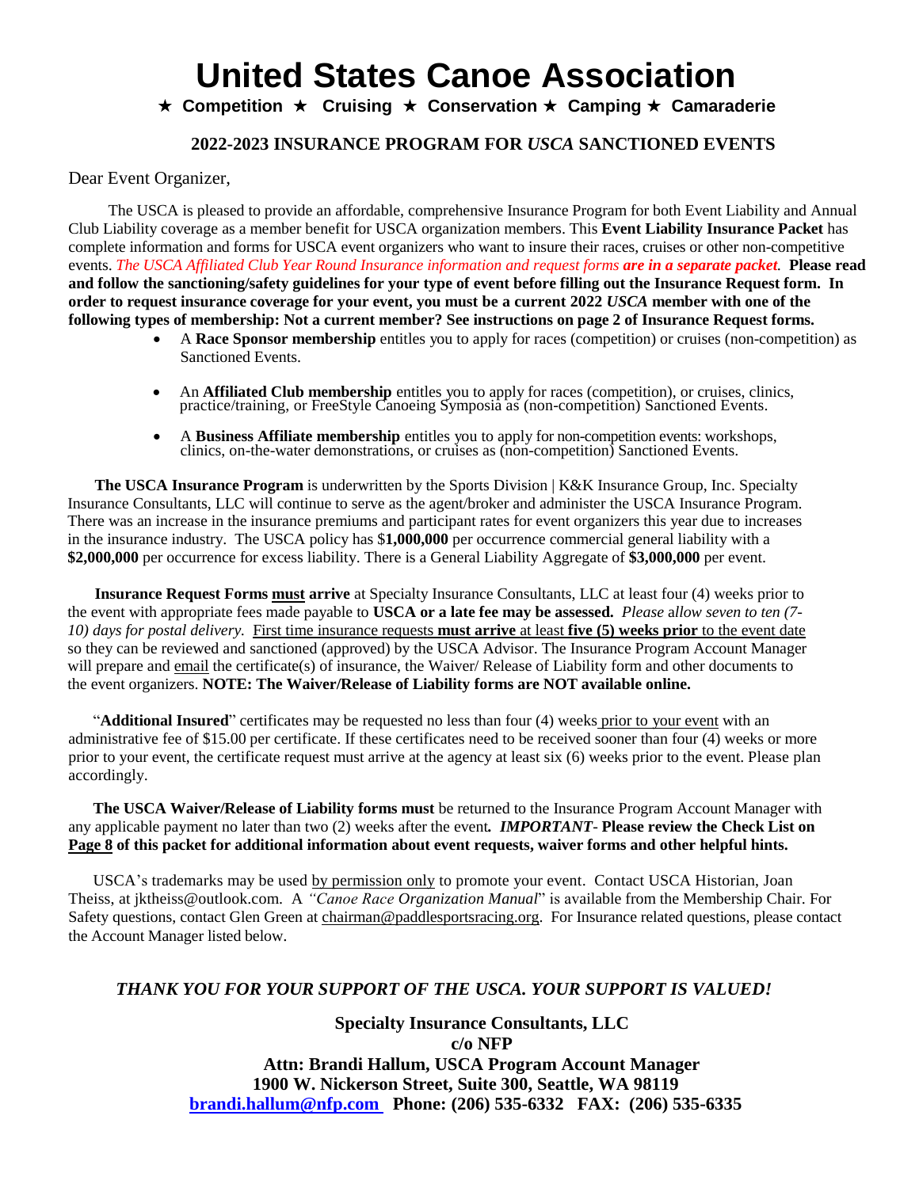# United States Canoe Association

★ **Competition** ★ **Cruising** ★ **Conservation** ★ **Camping** ★ **Camaraderie**

## 2022-2023 INSURANCE PROGRAM FOR *USCA* SANCTIONED EVENTS

Dear Event Organizer,

The USCA is pleased to provide an affordable, comprehensive Insurance Program for both Event Liability and Annual Club Liability coverage as a member benefit for USCA organization members. This **Event Liability Insurance Packet** has complete information and forms for USCA event organizers who want to insure their races, cruises or other non-competitive events. *The USCA Affiliated Club Year Round Insurance information and request forms* ***are in a separate packet.*** **Please read and follow the sanctioning/safety guidelines for your type of event before filling out the Insurance Request form. In order to request insurance coverage for your event, you must be a current 2022 *USCA* member with one of the following types of membership: Not a current member? See instructions on page 2 of Insurance Request forms.**

- A **Race Sponsor membership** entitles you to apply for races (competition) or cruises (non-competition) as Sanctioned Events.
- An **Affiliated Club membership** entitles you to apply for races (competition), or cruises, clinics, practice/training, or FreeStyle Canoeing Symposia as (non-competition) Sanctioned Events.
- A **Business Affiliate membership** entitles you to apply for non-competition events: workshops, clinics, on-the-water demonstrations, or cruises as (non-competition) Sanctioned Events.

**The USCA Insurance Program** is underwritten by the Sports Division | K&K Insurance Group, Inc. Specialty Insurance Consultants, LLC will continue to serve as the agent/broker and administer the USCA Insurance Program. There was an increase in the insurance premiums and participant rates for event organizers this year due to increases in the insurance industry. The USCA policy has $**1,000,000** per occurrence commercial general liability with a **$2,000,000** per occurrence for excess liability. There is a General Liability Aggregate of **$3,000,000** per event.

**Insurance Request Forms must arrive** at Specialty Insurance Consultants, LLC at least four (4) weeks prior to the event with appropriate fees made payable to **USCA or a late fee may be assessed.** *Please allow seven to ten (7-10) days for postal delivery.* First time insurance requests **must arrive** at least **five (5) weeks prior** to the event date so they can be reviewed and sanctioned (approved) by the USCA Advisor. The Insurance Program Account Manager will prepare and email the certificate(s) of insurance, the Waiver/ Release of Liability form and other documents to the event organizers. **NOTE: The Waiver/Release of Liability forms are NOT available online.**

"**Additional Insured**" certificates may be requested no less than four (4) weeks prior to your event with an administrative fee of $15.00 per certificate. If these certificates need to be received sooner than four (4) weeks or more prior to your event, the certificate request must arrive at the agency at least six (6) weeks prior to the event. Please plan accordingly.

**The USCA Waiver/Release of Liability forms must** be returned to the Insurance Program Account Manager with any applicable payment no later than two (2) weeks after the event***.*** ***IMPORTANT-*** **Please review the Check List on Page 8 of this packet for additional information about event requests, waiver forms and other helpful hints.**

USCA's trademarks may be used by permission only to promote your event. Contact USCA Historian, Joan Theiss, at jktheiss@outlook.com. A *"Canoe Race Organization Manual*" is available from the Membership Chair. For Safety questions, contact Glen Green at chairman@paddlesportsracing.org. For Insurance related questions, please contact the Account Manager listed below.

***THANK YOU FOR YOUR SUPPORT OF THE USCA. YOUR SUPPORT IS VALUED!***

**Specialty Insurance Consultants, LLC**
**c/o NFP**
**Attn: Brandi Hallum, USCA Program Account Manager**
**1900 W. Nickerson Street, Suite 300, Seattle, WA 98119**
**brandi.hallum@nfp.com Phone: (206) 535-6332 FAX: (206) 535-6335**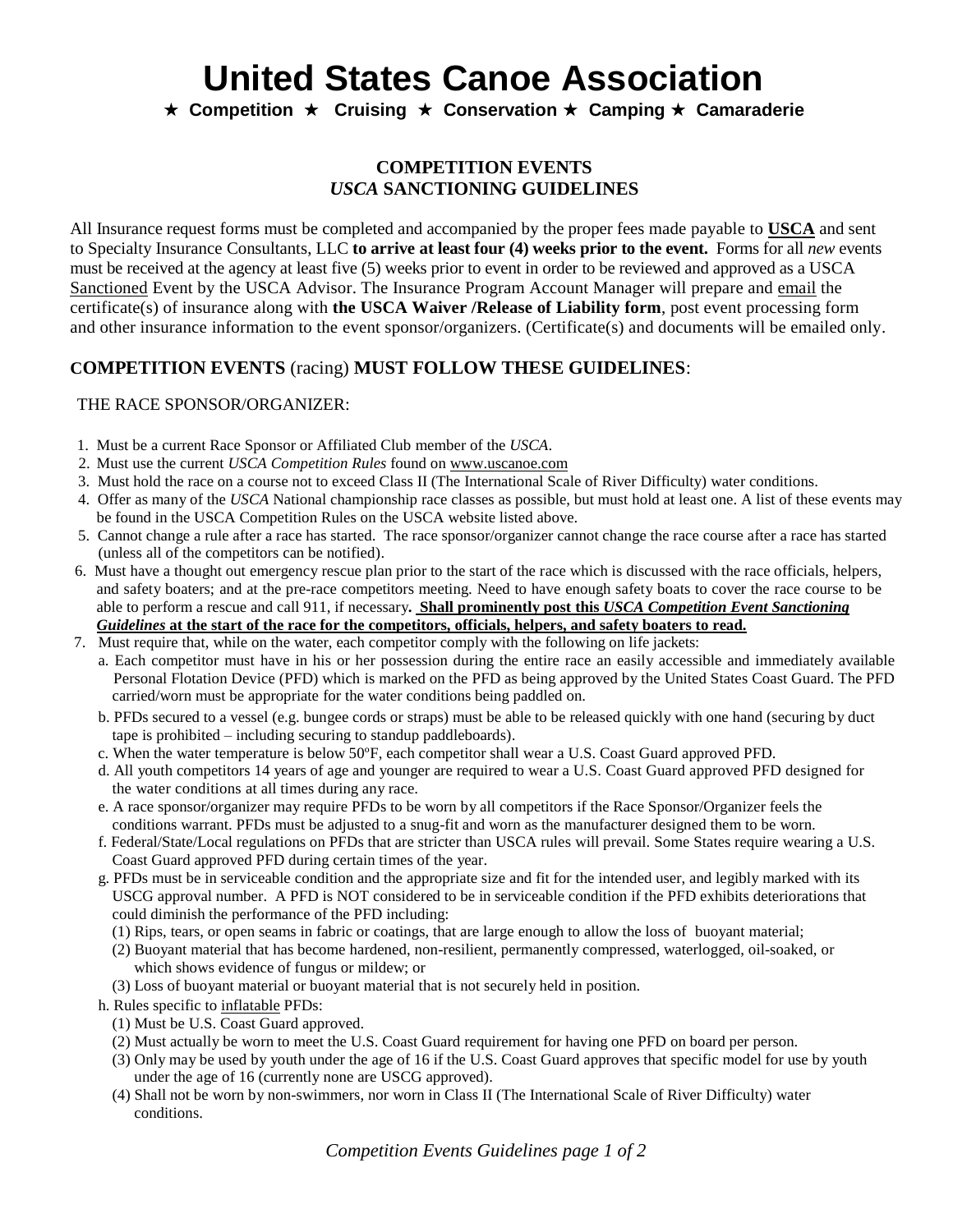# United States Canoe Association

★ **Competition** ★ **Cruising** ★ **Conservation** ★ **Camping** ★ **Camaraderie**

## COMPETITION EVENTS
## *USCA* SANCTIONING GUIDELINES

All Insurance request forms must be completed and accompanied by the proper fees made payable to **USCA** and sent to Specialty Insurance Consultants, LLC **to arrive at least four (4) weeks prior to the event.** Forms for all *new* events must be received at the agency at least five (5) weeks prior to event in order to be reviewed and approved as a USCA Sanctioned Event by the USCA Advisor. The Insurance Program Account Manager will prepare and email the certificate(s) of insurance along with **the USCA Waiver /Release of Liability form**, post event processing form and other insurance information to the event sponsor/organizers. (Certificate(s) and documents will be emailed only.

### COMPETITION EVENTS (racing) MUST FOLLOW THESE GUIDELINES:

THE RACE SPONSOR/ORGANIZER:

1. Must be a current Race Sponsor or Affiliated Club member of the *USCA*.
2. Must use the current *USCA Competition Rules* found on www.uscanoe.com
3. Must hold the race on a course not to exceed Class II (The International Scale of River Difficulty) water conditions.
4. Offer as many of the *USCA* National championship race classes as possible, but must hold at least one. A list of these events may be found in the USCA Competition Rules on the USCA website listed above.
5. Cannot change a rule after a race has started. The race sponsor/organizer cannot change the race course after a race has started (unless all of the competitors can be notified).
6. Must have a thought out emergency rescue plan prior to the start of the race which is discussed with the race officials, helpers, and safety boaters; and at the pre-race competitors meeting. Need to have enough safety boats to cover the race course to be able to perform a rescue and call 911, if necessary. **Shall prominently post this *USCA Competition Event Sanctioning Guidelines* at the start of the race for the competitors, officials, helpers, and safety boaters to read.**
7. Must require that, while on the water, each competitor comply with the following on life jackets:
   a. Each competitor must have in his or her possession during the entire race an easily accessible and immediately available Personal Flotation Device (PFD) which is marked on the PFD as being approved by the United States Coast Guard. The PFD carried/worn must be appropriate for the water conditions being paddled on.
   b. PFDs secured to a vessel (e.g. bungee cords or straps) must be able to be released quickly with one hand (securing by duct tape is prohibited – including securing to standup paddleboards).
   c. When the water temperature is below 50ºF, each competitor shall wear a U.S. Coast Guard approved PFD.
   d. All youth competitors 14 years of age and younger are required to wear a U.S. Coast Guard approved PFD designed for the water conditions at all times during any race.
   e. A race sponsor/organizer may require PFDs to be worn by all competitors if the Race Sponsor/Organizer feels the conditions warrant. PFDs must be adjusted to a snug-fit and worn as the manufacturer designed them to be worn.
   f. Federal/State/Local regulations on PFDs that are stricter than USCA rules will prevail. Some States require wearing a U.S. Coast Guard approved PFD during certain times of the year.
   g. PFDs must be in serviceable condition and the appropriate size and fit for the intended user, and legibly marked with its USCG approval number. A PFD is NOT considered to be in serviceable condition if the PFD exhibits deteriorations that could diminish the performance of the PFD including:
      (1) Rips, tears, or open seams in fabric or coatings, that are large enough to allow the loss of buoyant material;
      (2) Buoyant material that has become hardened, non-resilient, permanently compressed, waterlogged, oil-soaked, or which shows evidence of fungus or mildew; or
      (3) Loss of buoyant material or buoyant material that is not securely held in position.
   h. Rules specific to inflatable PFDs:
      (1) Must be U.S. Coast Guard approved.
      (2) Must actually be worn to meet the U.S. Coast Guard requirement for having one PFD on board per person.
      (3) Only may be used by youth under the age of 16 if the U.S. Coast Guard approves that specific model for use by youth under the age of 16 (currently none are USCG approved).
      (4) Shall not be worn by non-swimmers, nor worn in Class II (The International Scale of River Difficulty) water conditions.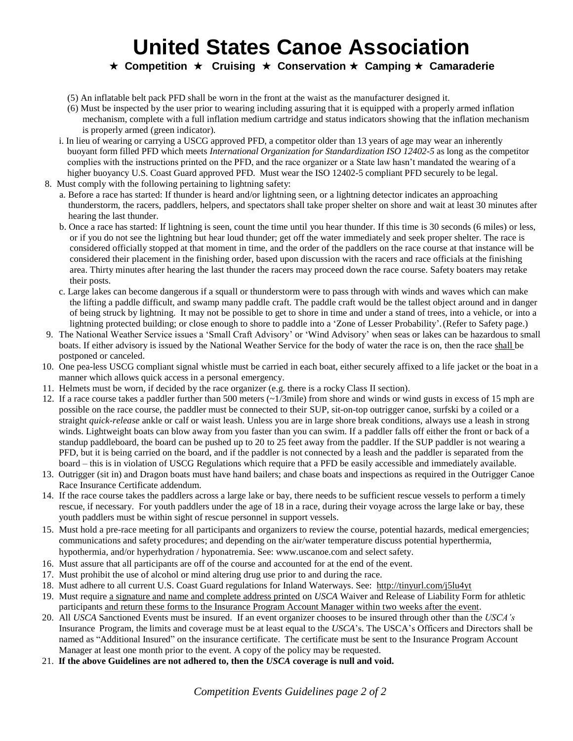# United States Canoe Association

★ **Competition** ★ **Cruising** ★ **Conservation** ★ **Camping** ★ **Camaraderie**

(5) An inflatable belt pack PFD shall be worn in the front at the waist as the manufacturer designed it.

(6) Must be inspected by the user prior to wearing including assuring that it is equipped with a properly armed inflation mechanism, complete with a full inflation medium cartridge and status indicators showing that the inflation mechanism is properly armed (green indicator).

i. In lieu of wearing or carrying a USCG approved PFD, a competitor older than 13 years of age may wear an inherently buoyant form filled PFD which meets *International Organization for Standardization ISO 12402-5* as long as the competitor complies with the instructions printed on the PFD, and the race organizer or a State law hasn't mandated the wearing of a higher buoyancy U.S. Coast Guard approved PFD. Must wear the ISO 12402-5 compliant PFD securely to be legal.

8. Must comply with the following pertaining to lightning safety:
   a. Before a race has started: If thunder is heard and/or lightning seen, or a lightning detector indicates an approaching thunderstorm, the racers, paddlers, helpers, and spectators shall take proper shelter on shore and wait at least 30 minutes after hearing the last thunder.
   b. Once a race has started: If lightning is seen, count the time until you hear thunder. If this time is 30 seconds (6 miles) or less, or if you do not see the lightning but hear loud thunder; get off the water immediately and seek proper shelter. The race is considered officially stopped at that moment in time, and the order of the paddlers on the race course at that instance will be considered their placement in the finishing order, based upon discussion with the racers and race officials at the finishing area. Thirty minutes after hearing the last thunder the racers may proceed down the race course. Safety boaters may retake their posts.
   c. Large lakes can become dangerous if a squall or thunderstorm were to pass through with winds and waves which can make the lifting a paddle difficult, and swamp many paddle craft. The paddle craft would be the tallest object around and in danger of being struck by lightning. It may not be possible to get to shore in time and under a stand of trees, into a vehicle, or into a lightning protected building; or close enough to shore to paddle into a 'Zone of Lesser Probability'. (Refer to Safety page.)
9. The National Weather Service issues a 'Small Craft Advisory' or 'Wind Advisory' when seas or lakes can be hazardous to small boats. If either advisory is issued by the National Weather Service for the body of water the race is on, then the race <u>shall</u> be postponed or canceled.
10. One pea-less USCG compliant signal whistle must be carried in each boat, either securely affixed to a life jacket or the boat in a manner which allows quick access in a personal emergency.
11. Helmets must be worn, if decided by the race organizer (e.g. there is a rocky Class II section).
12. If a race course takes a paddler further than 500 meters (~1/3mile) from shore and winds or wind gusts in excess of 15 mph are possible on the race course, the paddler must be connected to their SUP, sit-on-top outrigger canoe, surfski by a coiled or a straight *quick-release* ankle or calf or waist leash. Unless you are in large shore break conditions, always use a leash in strong winds. Lightweight boats can blow away from you faster than you can swim. If a paddler falls off either the front or back of a standup paddleboard, the board can be pushed up to 20 to 25 feet away from the paddler. If the SUP paddler is not wearing a PFD, but it is being carried on the board, and if the paddler is not connected by a leash and the paddler is separated from the board – this is in violation of USCG Regulations which require that a PFD be easily accessible and immediately available.
13. Outrigger (sit in) and Dragon boats must have hand bailers; and chase boats and inspections as required in the Outrigger Canoe Race Insurance Certificate addendum.
14. If the race course takes the paddlers across a large lake or bay, there needs to be sufficient rescue vessels to perform a timely rescue, if necessary. For youth paddlers under the age of 18 in a race, during their voyage across the large lake or bay, these youth paddlers must be within sight of rescue personnel in support vessels.
15. Must hold a pre-race meeting for all participants and organizers to review the course, potential hazards, medical emergencies; communications and safety procedures; and depending on the air/water temperature discuss potential hyperthermia, hypothermia, and/or hyperhydration / hyponatremia. See: www.uscanoe.com and select safety.
16. Must assure that all participants are off of the course and accounted for at the end of the event.
17. Must prohibit the use of alcohol or mind altering drug use prior to and during the race.
18. Must adhere to all current U.S. Coast Guard regulations for Inland Waterways. See: http://tinyurl.com/j5lu4yt
19. Must require <u>a signature and name and complete address printed</u> on *USCA* Waiver and Release of Liability Form for athletic participants <u>and return these forms to the Insurance Program Account Manager within two weeks after the event</u>.
20. All *USCA* Sanctioned Events must be insured. If an event organizer chooses to be insured through other than the *USCA's* Insurance Program, the limits and coverage must be at least equal to the *USCA*'s. The USCA's Officers and Directors shall be named as "Additional Insured" on the insurance certificate. The certificate must be sent to the Insurance Program Account Manager at least one month prior to the event. A copy of the policy may be requested.
21. **If the above Guidelines are not adhered to, then the *USCA* coverage is null and void.**

*Competition Events Guidelines page 2 of 2*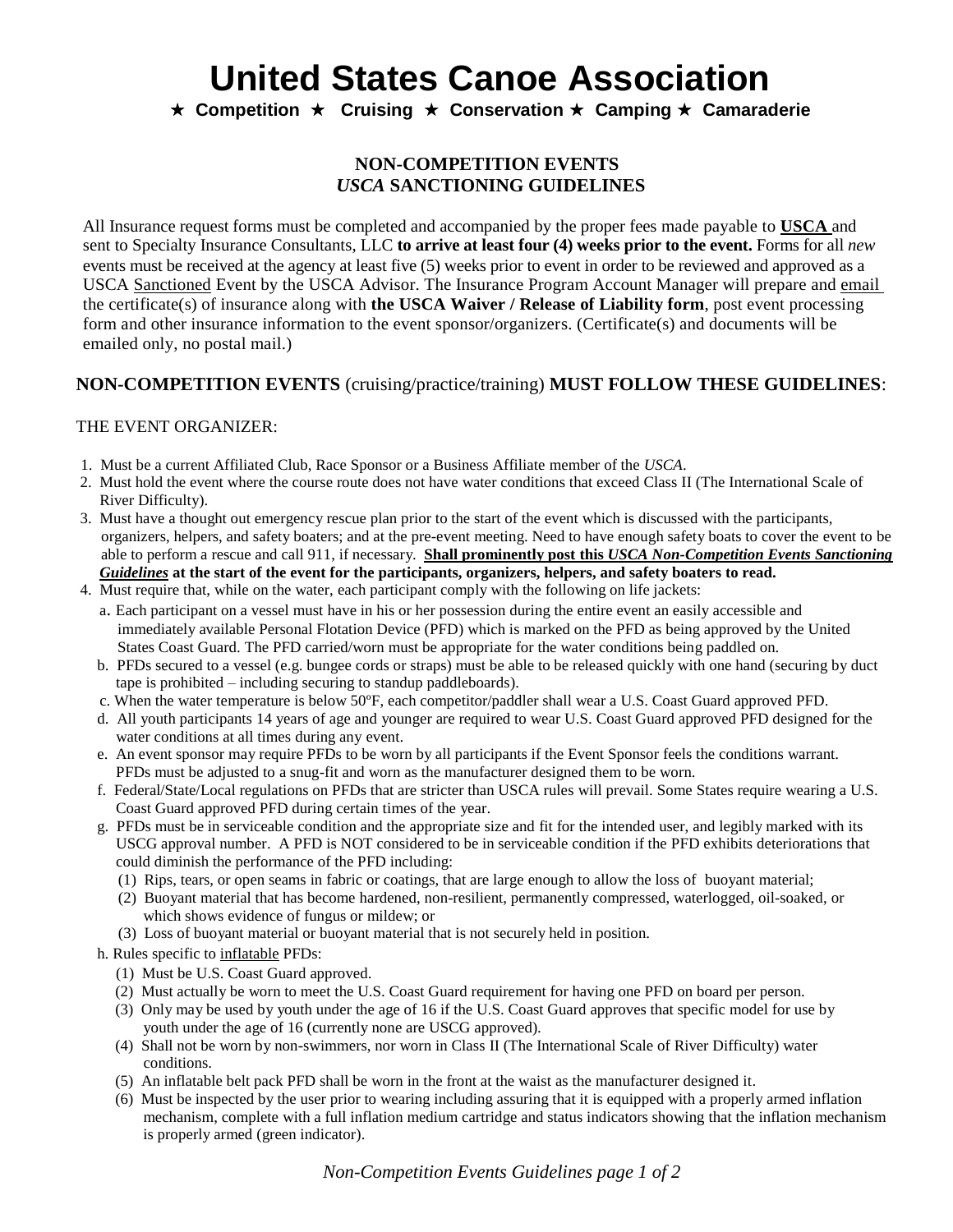# United States Canoe Association

★ **Competition** ★ **Cruising** ★ **Conservation** ★ **Camping** ★ **Camaraderie**

## NON-COMPETITION EVENTS
## *USCA* SANCTIONING GUIDELINES

All Insurance request forms must be completed and accompanied by the proper fees made payable to **USCA** and sent to Specialty Insurance Consultants, LLC **to arrive at least four (4) weeks prior to the event.** Forms for all *new* events must be received at the agency at least five (5) weeks prior to event in order to be reviewed and approved as a USCA Sanctioned Event by the USCA Advisor. The Insurance Program Account Manager will prepare and email the certificate(s) of insurance along with **the USCA Waiver / Release of Liability form**, post event processing form and other insurance information to the event sponsor/organizers. (Certificate(s) and documents will be emailed only, no postal mail.)

**NON-COMPETITION EVENTS** (cruising/practice/training) **MUST FOLLOW THESE GUIDELINES**:

THE EVENT ORGANIZER:

1. Must be a current Affiliated Club, Race Sponsor or a Business Affiliate member of the *USCA*.
2. Must hold the event where the course route does not have water conditions that exceed Class II (The International Scale of River Difficulty).
3. Must have a thought out emergency rescue plan prior to the start of the event which is discussed with the participants, organizers, helpers, and safety boaters; and at the pre-event meeting. Need to have enough safety boats to cover the event to be able to perform a rescue and call 911, if necessary. **Shall prominently post this *USCA Non-Competition Events Sanctioning Guidelines* at the start of the event for the participants, organizers, helpers, and safety boaters to read.**
4. Must require that, while on the water, each participant comply with the following on life jackets:
   a. Each participant on a vessel must have in his or her possession during the entire event an easily accessible and immediately available Personal Flotation Device (PFD) which is marked on the PFD as being approved by the United States Coast Guard. The PFD carried/worn must be appropriate for the water conditions being paddled on.
   b. PFDs secured to a vessel (e.g. bungee cords or straps) must be able to be released quickly with one hand (securing by duct tape is prohibited – including securing to standup paddleboards).
   c. When the water temperature is below 50ºF, each competitor/paddler shall wear a U.S. Coast Guard approved PFD.
   d. All youth participants 14 years of age and younger are required to wear U.S. Coast Guard approved PFD designed for the water conditions at all times during any event.
   e. An event sponsor may require PFDs to be worn by all participants if the Event Sponsor feels the conditions warrant. PFDs must be adjusted to a snug-fit and worn as the manufacturer designed them to be worn.
   f. Federal/State/Local regulations on PFDs that are stricter than USCA rules will prevail. Some States require wearing a U.S. Coast Guard approved PFD during certain times of the year.
   g. PFDs must be in serviceable condition and the appropriate size and fit for the intended user, and legibly marked with its USCG approval number. A PFD is NOT considered to be in serviceable condition if the PFD exhibits deteriorations that could diminish the performance of the PFD including:
      (1) Rips, tears, or open seams in fabric or coatings, that are large enough to allow the loss of buoyant material;
      (2) Buoyant material that has become hardened, non-resilient, permanently compressed, waterlogged, oil-soaked, or which shows evidence of fungus or mildew; or
      (3) Loss of buoyant material or buoyant material that is not securely held in position.
   h. Rules specific to inflatable PFDs:
      (1) Must be U.S. Coast Guard approved.
      (2) Must actually be worn to meet the U.S. Coast Guard requirement for having one PFD on board per person.
      (3) Only may be used by youth under the age of 16 if the U.S. Coast Guard approves that specific model for use by youth under the age of 16 (currently none are USCG approved).
      (4) Shall not be worn by non-swimmers, nor worn in Class II (The International Scale of River Difficulty) water conditions.
      (5) An inflatable belt pack PFD shall be worn in the front at the waist as the manufacturer designed it.
      (6) Must be inspected by the user prior to wearing including assuring that it is equipped with a properly armed inflation mechanism, complete with a full inflation medium cartridge and status indicators showing that the inflation mechanism is properly armed (green indicator).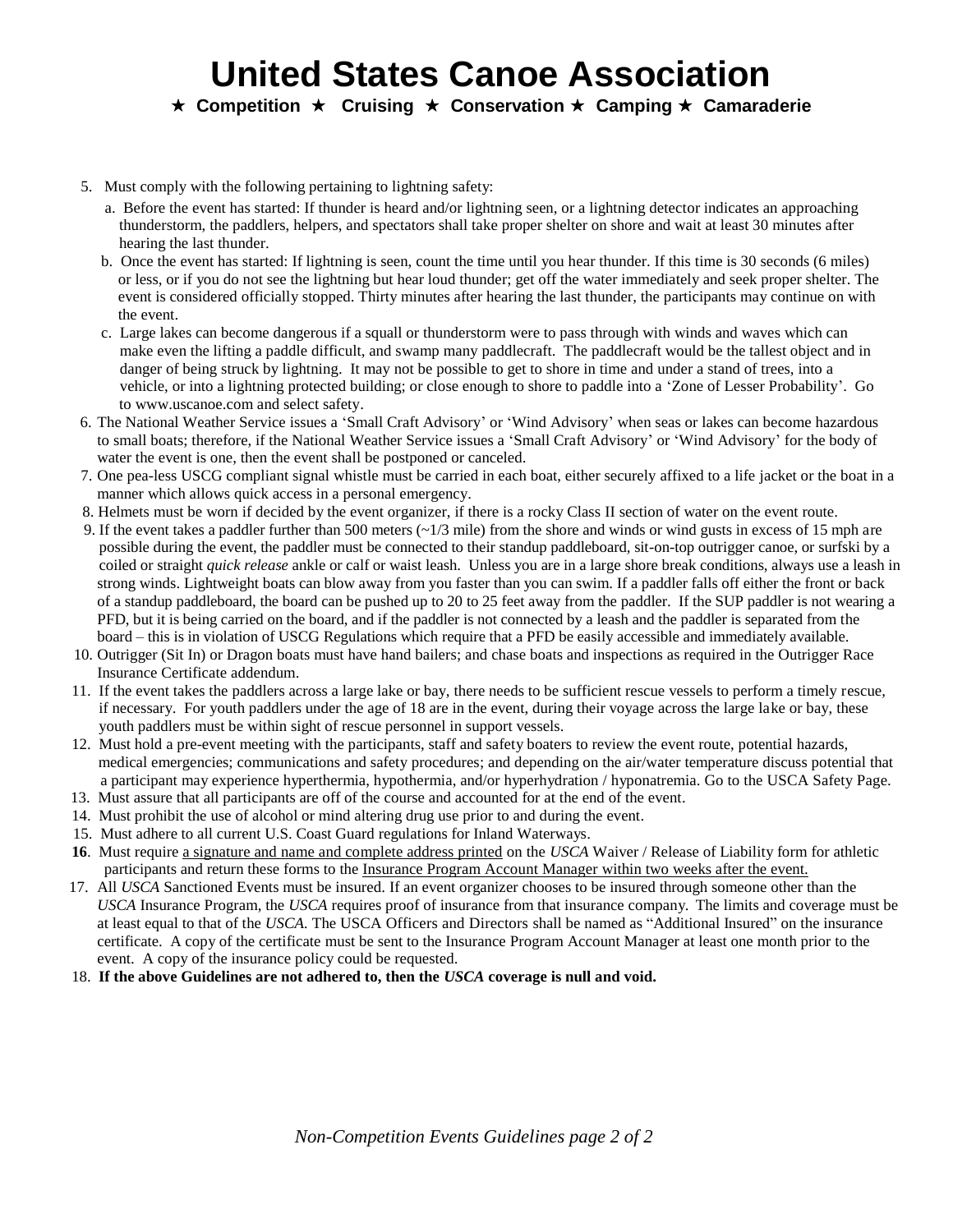# United States Canoe Association

★ **Competition** ★ **Cruising** ★ **Conservation** ★ **Camping** ★ **Camaraderie**

5. Must comply with the following pertaining to lightning safety:
   a. Before the event has started: If thunder is heard and/or lightning seen, or a lightning detector indicates an approaching thunderstorm, the paddlers, helpers, and spectators shall take proper shelter on shore and wait at least 30 minutes after hearing the last thunder.
   b. Once the event has started: If lightning is seen, count the time until you hear thunder. If this time is 30 seconds (6 miles) or less, or if you do not see the lightning but hear loud thunder; get off the water immediately and seek proper shelter. The event is considered officially stopped. Thirty minutes after hearing the last thunder, the participants may continue on with the event.
   c. Large lakes can become dangerous if a squall or thunderstorm were to pass through with winds and waves which can make even the lifting a paddle difficult, and swamp many paddlecraft. The paddlecraft would be the tallest object and in danger of being struck by lightning. It may not be possible to get to shore in time and under a stand of trees, into a vehicle, or into a lightning protected building; or close enough to shore to paddle into a 'Zone of Lesser Probability'. Go to www.uscanoe.com and select safety.
6. The National Weather Service issues a 'Small Craft Advisory' or 'Wind Advisory' when seas or lakes can become hazardous to small boats; therefore, if the National Weather Service issues a 'Small Craft Advisory' or 'Wind Advisory' for the body of water the event is one, then the event shall be postponed or canceled.
7. One pea-less USCG compliant signal whistle must be carried in each boat, either securely affixed to a life jacket or the boat in a manner which allows quick access in a personal emergency.
8. Helmets must be worn if decided by the event organizer, if there is a rocky Class II section of water on the event route.
9. If the event takes a paddler further than 500 meters (~1/3 mile) from the shore and winds or wind gusts in excess of 15 mph are possible during the event, the paddler must be connected to their standup paddleboard, sit-on-top outrigger canoe, or surfski by a coiled or straight *quick release* ankle or calf or waist leash. Unless you are in a large shore break conditions, always use a leash in strong winds. Lightweight boats can blow away from you faster than you can swim. If a paddler falls off either the front or back of a standup paddleboard, the board can be pushed up to 20 to 25 feet away from the paddler. If the SUP paddler is not wearing a PFD, but it is being carried on the board, and if the paddler is not connected by a leash and the paddler is separated from the board – this is in violation of USCG Regulations which require that a PFD be easily accessible and immediately available.
10. Outrigger (Sit In) or Dragon boats must have hand bailers; and chase boats and inspections as required in the Outrigger Race Insurance Certificate addendum.
11. If the event takes the paddlers across a large lake or bay, there needs to be sufficient rescue vessels to perform a timely rescue, if necessary. For youth paddlers under the age of 18 are in the event, during their voyage across the large lake or bay, these youth paddlers must be within sight of rescue personnel in support vessels.
12. Must hold a pre-event meeting with the participants, staff and safety boaters to review the event route, potential hazards, medical emergencies; communications and safety procedures; and depending on the air/water temperature discuss potential that a participant may experience hyperthermia, hypothermia, and/or hyperhydration / hyponatremia. Go to the USCA Safety Page.
13. Must assure that all participants are off of the course and accounted for at the end of the event.
14. Must prohibit the use of alcohol or mind altering drug use prior to and during the event.
15. Must adhere to all current U.S. Coast Guard regulations for Inland Waterways.
16. Must require <u>a signature and name and complete address printed</u> on the *USCA* Waiver / Release of Liability form for athletic participants and return these forms to the <u>Insurance Program Account Manager within two weeks after the event.</u>
17. All *USCA* Sanctioned Events must be insured. If an event organizer chooses to be insured through someone other than the *USCA* Insurance Program, the *USCA* requires proof of insurance from that insurance company. The limits and coverage must be at least equal to that of the *USCA*. The USCA Officers and Directors shall be named as "Additional Insured" on the insurance certificate. A copy of the certificate must be sent to the Insurance Program Account Manager at least one month prior to the event. A copy of the insurance policy could be requested.
18. **If the above Guidelines are not adhered to, then the *USCA* coverage is null and void.**

*Non-Competition Events Guidelines page 2 of 2*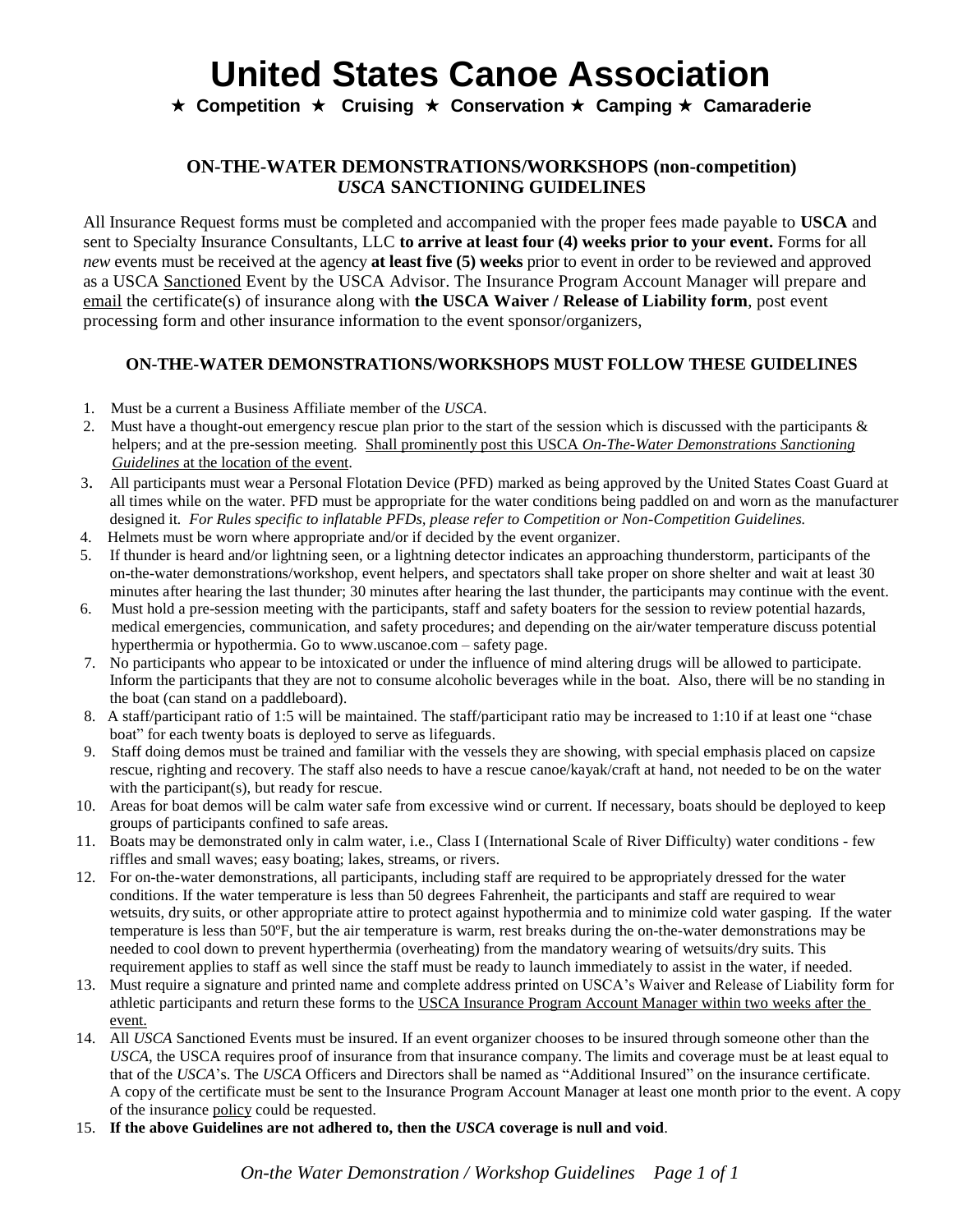# United States Canoe Association

★ **Competition** ★ **Cruising** ★ **Conservation** ★ **Camping** ★ **Camaraderie**

## ON-THE-WATER DEMONSTRATIONS/WORKSHOPS (non-competition) *USCA* SANCTIONING GUIDELINES

All Insurance Request forms must be completed and accompanied with the proper fees made payable to **USCA** and sent to Specialty Insurance Consultants, LLC **to arrive at least four (4) weeks prior to your event.** Forms for all *new* events must be received at the agency **at least five (5) weeks** prior to event in order to be reviewed and approved as a USCA Sanctioned Event by the USCA Advisor. The Insurance Program Account Manager will prepare and email the certificate(s) of insurance along with **the USCA Waiver / Release of Liability form**, post event processing form and other insurance information to the event sponsor/organizers,

### ON-THE-WATER DEMONSTRATIONS/WORKSHOPS MUST FOLLOW THESE GUIDELINES

1. Must be a current a Business Affiliate member of the *USCA*.
2. Must have a thought-out emergency rescue plan prior to the start of the session which is discussed with the participants & helpers; and at the pre-session meeting. Shall prominently post this USCA *On-The-Water Demonstrations Sanctioning Guidelines* at the location of the event.
3. All participants must wear a Personal Flotation Device (PFD) marked as being approved by the United States Coast Guard at all times while on the water. PFD must be appropriate for the water conditions being paddled on and worn as the manufacturer designed it. *For Rules specific to inflatable PFDs, please refer to Competition or Non-Competition Guidelines.*
4. Helmets must be worn where appropriate and/or if decided by the event organizer.
5. If thunder is heard and/or lightning seen, or if a lightning detector indicates an approaching thunderstorm, participants of the on-the-water demonstrations/workshop, event helpers, and spectators shall take proper on shore shelter and wait at least 30 minutes after hearing the last thunder; 30 minutes after hearing the last thunder, the participants may continue with the event.
6. Must hold a pre-session meeting with the participants, staff and safety boaters for the session to review potential hazards, medical emergencies, communication, and safety procedures; and depending on the air/water temperature discuss potential hyperthermia or hypothermia. Go to www.uscanoe.com – safety page.
7. No participants who appear to be intoxicated or under the influence of mind altering drugs will be allowed to participate. Inform the participants that they are not to consume alcoholic beverages while in the boat. Also, there will be no standing in the boat (can stand on a paddleboard).
8. A staff/participant ratio of 1:5 will be maintained. The staff/participant ratio may be increased to 1:10 if at least one "chase boat" for each twenty boats is deployed to serve as lifeguards.
9. Staff doing demos must be trained and familiar with the vessels they are showing, with special emphasis placed on capsize rescue, righting and recovery. The staff also needs to have a rescue canoe/kayak/craft at hand, not needed to be on the water with the participant(s), but ready for rescue.
10. Areas for boat demos will be calm water safe from excessive wind or current. If necessary, boats should be deployed to keep groups of participants confined to safe areas.
11. Boats may be demonstrated only in calm water, i.e., Class I (International Scale of River Difficulty) water conditions - few riffles and small waves; easy boating; lakes, streams, or rivers.
12. For on-the-water demonstrations, all participants, including staff are required to be appropriately dressed for the water conditions. If the water temperature is less than 50 degrees Fahrenheit, the participants and staff are required to wear wetsuits, dry suits, or other appropriate attire to protect against hypothermia and to minimize cold water gasping. If the water temperature is less than 50ºF, but the air temperature is warm, rest breaks during the on-the-water demonstrations may be needed to cool down to prevent hyperthermia (overheating) from the mandatory wearing of wetsuits/dry suits. This requirement applies to staff as well since the staff must be ready to launch immediately to assist in the water, if needed.
13. Must require a signature and printed name and complete address printed on USCA's Waiver and Release of Liability form for athletic participants and return these forms to the USCA Insurance Program Account Manager within two weeks after the event.
14. All *USCA* Sanctioned Events must be insured. If an event organizer chooses to be insured through someone other than the *USCA*, the USCA requires proof of insurance from that insurance company. The limits and coverage must be at least equal to that of the *USCA*'s. The *USCA* Officers and Directors shall be named as "Additional Insured" on the insurance certificate. A copy of the certificate must be sent to the Insurance Program Account Manager at least one month prior to the event. A copy of the insurance policy could be requested.
15. **If the above Guidelines are not adhered to, then the *USCA* coverage is null and void**.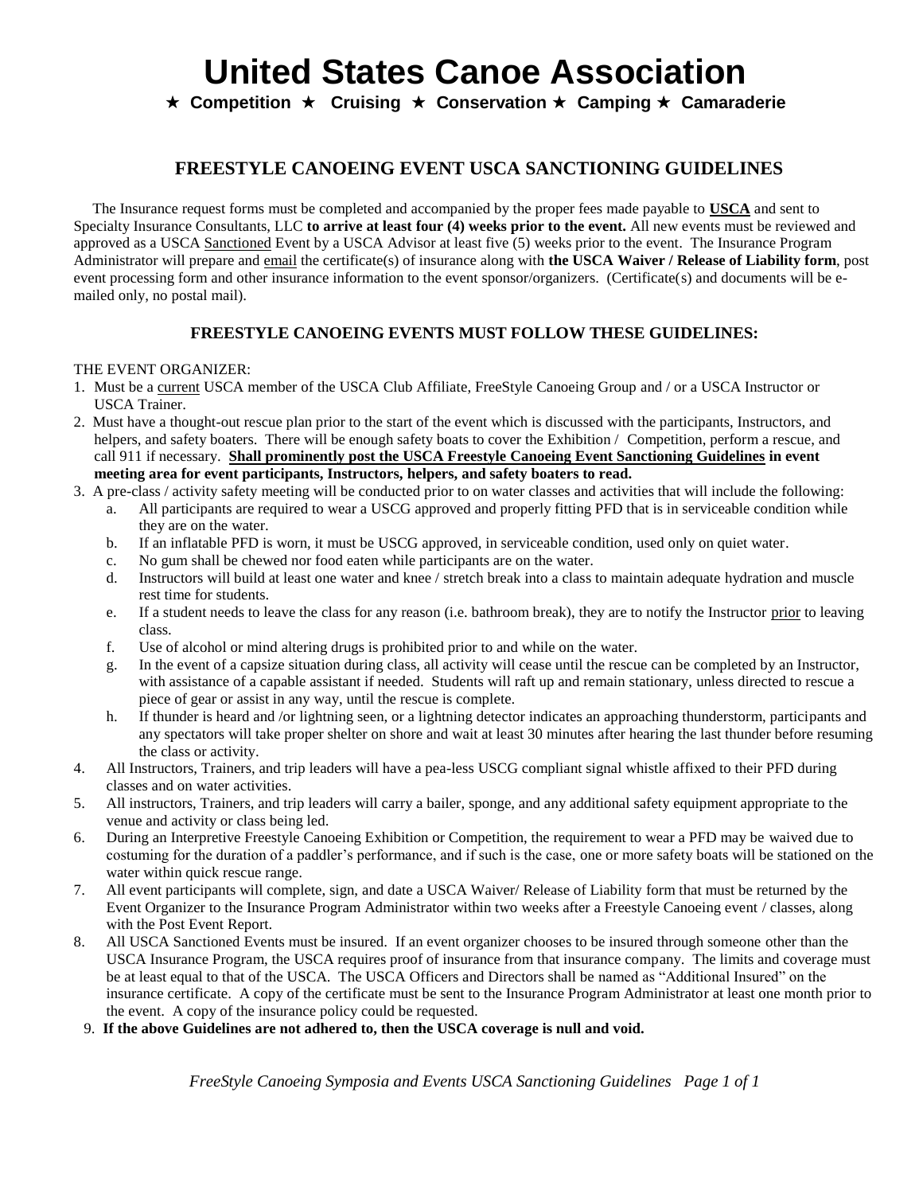# United States Canoe Association

★ **Competition** ★ **Cruising** ★ **Conservation** ★ **Camping** ★ **Camaraderie**

## FREESTYLE CANOEING EVENT USCA SANCTIONING GUIDELINES

The Insurance request forms must be completed and accompanied by the proper fees made payable to **USCA** and sent to Specialty Insurance Consultants, LLC **to arrive at least four (4) weeks prior to the event.** All new events must be reviewed and approved as a USCA Sanctioned Event by a USCA Advisor at least five (5) weeks prior to the event. The Insurance Program Administrator will prepare and email the certificate(s) of insurance along with **the USCA Waiver / Release of Liability form**, post event processing form and other insurance information to the event sponsor/organizers. (Certificate(s) and documents will be e-mailed only, no postal mail).

### FREESTYLE CANOEING EVENTS MUST FOLLOW THESE GUIDELINES:

THE EVENT ORGANIZER:

1. Must be a current USCA member of the USCA Club Affiliate, FreeStyle Canoeing Group and / or a USCA Instructor or USCA Trainer.
2. Must have a thought-out rescue plan prior to the start of the event which is discussed with the participants, Instructors, and helpers, and safety boaters. There will be enough safety boats to cover the Exhibition / Competition, perform a rescue, and call 911 if necessary. **Shall prominently post the USCA Freestyle Canoeing Event Sanctioning Guidelines in event meeting area for event participants, Instructors, helpers, and safety boaters to read.**
3. A pre-class / activity safety meeting will be conducted prior to on water classes and activities that will include the following:
   a. All participants are required to wear a USCG approved and properly fitting PFD that is in serviceable condition while they are on the water.
   b. If an inflatable PFD is worn, it must be USCG approved, in serviceable condition, used only on quiet water.
   c. No gum shall be chewed nor food eaten while participants are on the water.
   d. Instructors will build at least one water and knee / stretch break into a class to maintain adequate hydration and muscle rest time for students.
   e. If a student needs to leave the class for any reason (i.e. bathroom break), they are to notify the Instructor prior to leaving class.
   f. Use of alcohol or mind altering drugs is prohibited prior to and while on the water.
   g. In the event of a capsize situation during class, all activity will cease until the rescue can be completed by an Instructor, with assistance of a capable assistant if needed. Students will raft up and remain stationary, unless directed to rescue a piece of gear or assist in any way, until the rescue is complete.
   h. If thunder is heard and /or lightning seen, or a lightning detector indicates an approaching thunderstorm, participants and any spectators will take proper shelter on shore and wait at least 30 minutes after hearing the last thunder before resuming the class or activity.
4. All Instructors, Trainers, and trip leaders will have a pea-less USCG compliant signal whistle affixed to their PFD during classes and on water activities.
5. All instructors, Trainers, and trip leaders will carry a bailer, sponge, and any additional safety equipment appropriate to the venue and activity or class being led.
6. During an Interpretive Freestyle Canoeing Exhibition or Competition, the requirement to wear a PFD may be waived due to costuming for the duration of a paddler's performance, and if such is the case, one or more safety boats will be stationed on the water within quick rescue range.
7. All event participants will complete, sign, and date a USCA Waiver/ Release of Liability form that must be returned by the Event Organizer to the Insurance Program Administrator within two weeks after a Freestyle Canoeing event / classes, along with the Post Event Report.
8. All USCA Sanctioned Events must be insured. If an event organizer chooses to be insured through someone other than the USCA Insurance Program, the USCA requires proof of insurance from that insurance company. The limits and coverage must be at least equal to that of the USCA. The USCA Officers and Directors shall be named as "Additional Insured" on the insurance certificate. A copy of the certificate must be sent to the Insurance Program Administrator at least one month prior to the event. A copy of the insurance policy could be requested.
9. **If the above Guidelines are not adhered to, then the USCA coverage is null and void.**

*FreeStyle Canoeing Symposia and Events USCA Sanctioning Guidelines*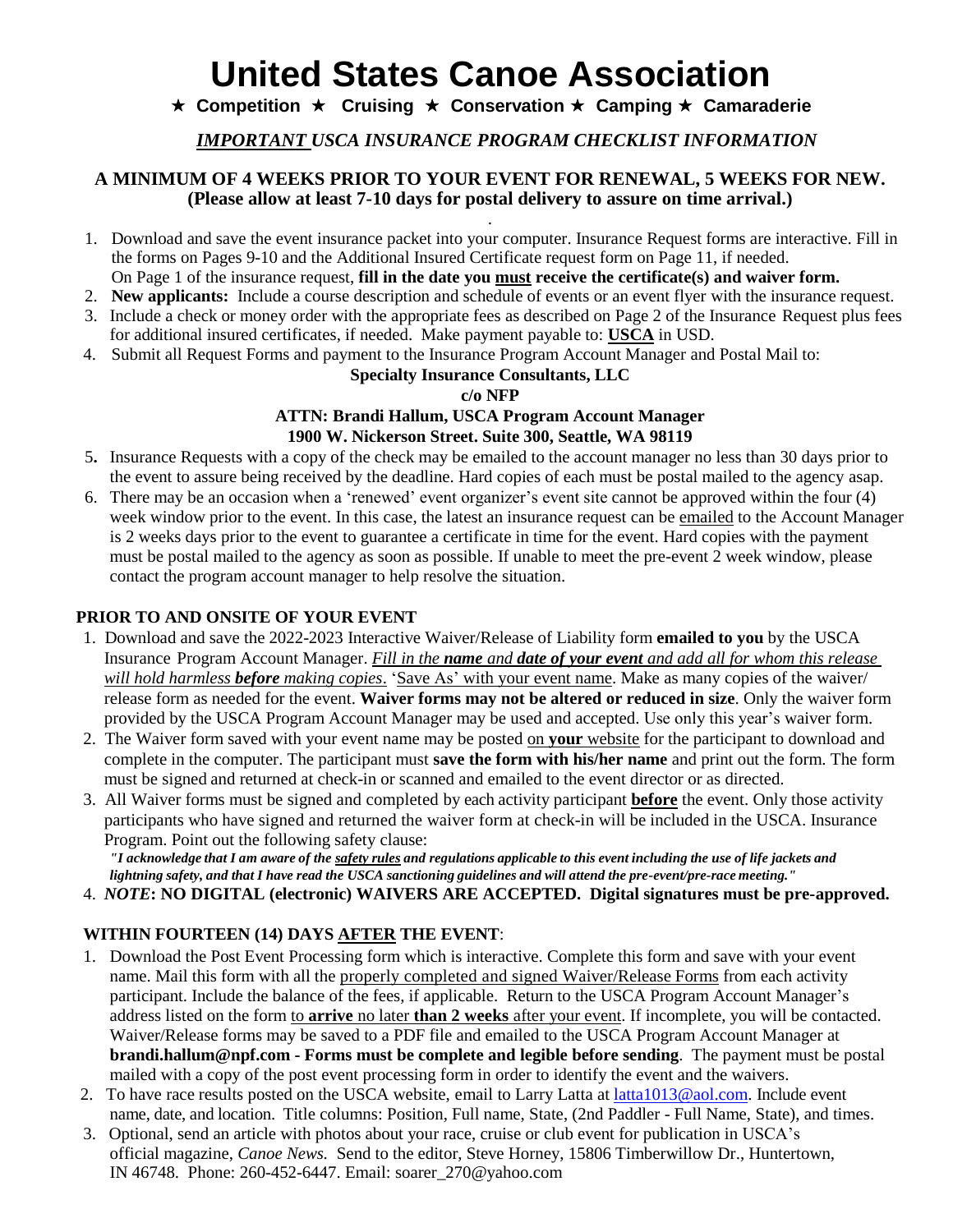# United States Canoe Association

★ **Competition** ★ **Cruising** ★ **Conservation** ★ **Camping** ★ **Camaraderie**

## *IMPORTANT USCA INSURANCE PROGRAM CHECKLIST INFORMATION*

**A MINIMUM OF 4 WEEKS PRIOR TO YOUR EVENT FOR RENEWAL, 5 WEEKS FOR NEW. (Please allow at least 7-10 days for postal delivery to assure on time arrival.)**

1. Download and save the event insurance packet into your computer. Insurance Request forms are interactive. Fill in the forms on Pages 9-10 and the Additional Insured Certificate request form on Page 11, if needed. On Page 1 of the insurance request, **fill in the date you must receive the certificate(s) and waiver form.**
2. **New applicants:** Include a course description and schedule of events or an event flyer with the insurance request.
3. Include a check or money order with the appropriate fees as described on Page 2 of the Insurance Request plus fees for additional insured certificates, if needed. Make payment payable to: **USCA** in USD.
4. Submit all Request Forms and payment to the Insurance Program Account Manager and Postal Mail to:

   **Specialty Insurance Consultants, LLC**
   **c/o NFP**
   **ATTN: Brandi Hallum, USCA Program Account Manager**
   **1900 W. Nickerson Street. Suite 300, Seattle, WA 98119**

5. Insurance Requests with a copy of the check may be emailed to the account manager no less than 30 days prior to the event to assure being received by the deadline. Hard copies of each must be postal mailed to the agency asap.
6. There may be an occasion when a 'renewed' event organizer's event site cannot be approved within the four (4) week window prior to the event. In this case, the latest an insurance request can be emailed to the Account Manager is 2 weeks days prior to the event to guarantee a certificate in time for the event. Hard copies with the payment must be postal mailed to the agency as soon as possible. If unable to meet the pre-event 2 week window, please contact the program account manager to help resolve the situation.

### PRIOR TO AND ONSITE OF YOUR EVENT

1. Download and save the 2022-2023 Interactive Waiver/Release of Liability form **emailed to you** by the USCA Insurance Program Account Manager. *Fill in the **name** and **date of your event** and add all for whom this release will hold harmless **before** making copies*. 'Save As' with your event name. Make as many copies of the waiver/ release form as needed for the event. **Waiver forms may not be altered or reduced in size**. Only the waiver form provided by the USCA Program Account Manager may be used and accepted. Use only this year's waiver form.
2. The Waiver form saved with your event name may be posted on **your** website for the participant to download and complete in the computer. The participant must **save the form with his/her name** and print out the form. The form must be signed and returned at check-in or scanned and emailed to the event director or as directed.
3. All Waiver forms must be signed and completed by each activity participant **before** the event. Only those activity participants who have signed and returned the waiver form at check-in will be included in the USCA. Insurance Program. Point out the following safety clause:

   ***"I acknowledge that I am aware of the safety rules and regulations applicable to this event including the use of life jackets and lightning safety, and that I have read the USCA sanctioning guidelines and will attend the pre-event/pre-race meeting."***

4. ***NOTE*: NO DIGITAL (electronic) WAIVERS ARE ACCEPTED. Digital signatures must be pre-approved.**

### WITHIN FOURTEEN (14) DAYS AFTER THE EVENT:

1. Download the Post Event Processing form which is interactive. Complete this form and save with your event name. Mail this form with all the properly completed and signed Waiver/Release Forms from each activity participant. Include the balance of the fees, if applicable. Return to the USCA Program Account Manager's address listed on the form to **arrive** no later **than 2 weeks** after your event. If incomplete, you will be contacted. Waiver/Release forms may be saved to a PDF file and emailed to the USCA Program Account Manager at **brandi.hallum@npf.com - Forms must be complete and legible before sending**. The payment must be postal mailed with a copy of the post event processing form in order to identify the event and the waivers.
2. To have race results posted on the USCA website, email to Larry Latta at latta1013@aol.com. Include event name, date, and location. Title columns: Position, Full name, State, (2nd Paddler - Full Name, State), and times.
3. Optional, send an article with photos about your race, cruise or club event for publication in USCA's official magazine, *Canoe News.* Send to the editor, Steve Horney, 15806 Timberwillow Dr., Huntertown, IN 46748. Phone: 260-452-6447. Email: soarer_270@yahoo.com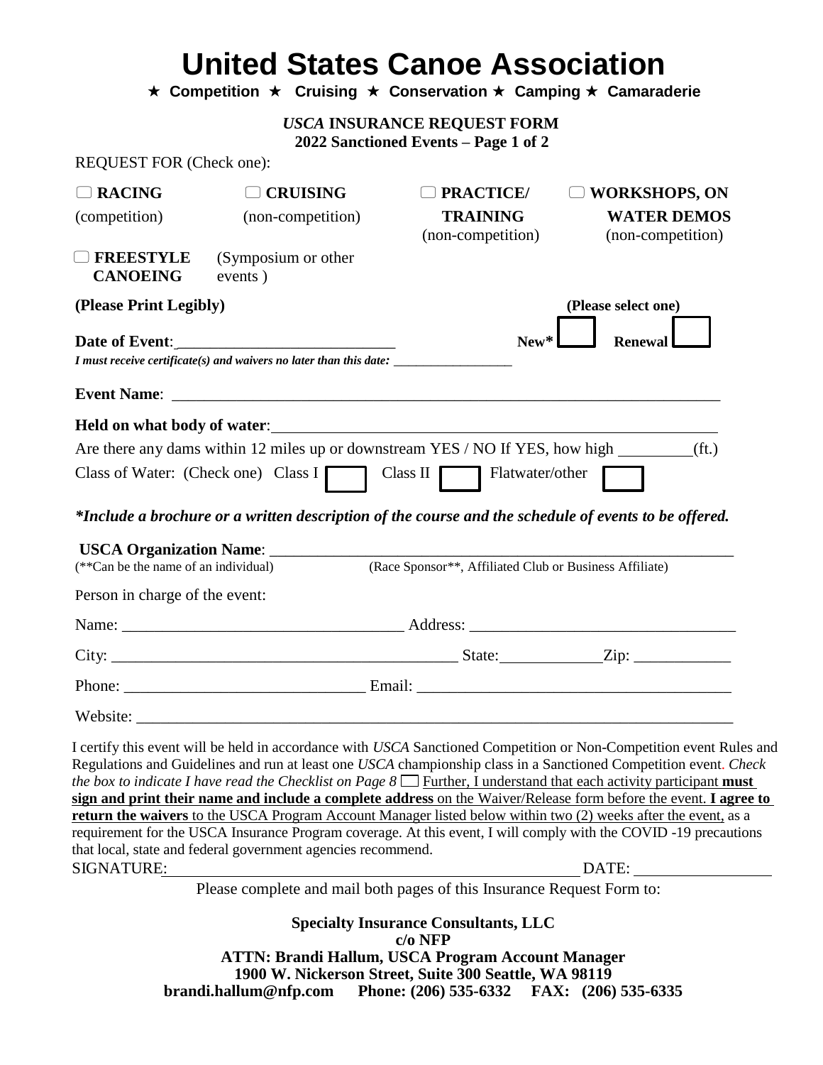# United States Canoe Association

★ **Competition** ★ **Cruising** ★ **Conservation** ★ **Camping** ★ **Camaraderie**

***USCA* INSURANCE REQUEST FORM**
**2022 Sanctioned Events – Page 1 of 2**

REQUEST FOR (Check one):

☐ **RACING** (competition) ☐ **CRUISING** (non-competition) ☐ **PRACTICE/ TRAINING** (non-competition) ☐ **WORKSHOPS, ON WATER DEMOS** (non-competition)

☐ **FREESTYLE CANOEING** (Symposium or other events )

**(Please Print Legibly)** **(Please select one)**

**Date of Event**:____________________________ **New*** ☐ **Renewal** ☐

***I must receive certificate(s) and waivers no later than this date:*** __________________

**Event Name**: ____________________________________________________________________

**Held on what body of water**:________________________________________________________

Are there any dams within 12 miles up or downstream YES / NO If YES, how high _________(ft.)

Class of Water: (Check one) Class I ☐ Class II ☐ Flatwater/other ☐

***\*Include a brochure or a written description of the course and the schedule of events to be offered.***

**USCA Organization Name**: ____________________________________________________________
(**Can be the name of an individual) (Race Sponsor**, Affiliated Club or Business Affiliate)

Person in charge of the event:

Name: __________________________________ Address: ________________________________

City: __________________________________________ State:____________Zip: ____________

Phone: _____________________________ Email: ______________________________________

Website: ___________________________________________________________________________

I certify this event will be held in accordance with *USCA* Sanctioned Competition or Non-Competition event Rules and Regulations and Guidelines and run at least one *USCA* championship class in a Sanctioned Competition event. *Check the box to indicate I have read the Checklist on Page 8* ☐ Further, I understand that each activity participant **must sign and print their name and include a complete address** on the Waiver/Release form before the event. **I agree to return the waivers** to the USCA Program Account Manager listed below within two (2) weeks after the event, as a requirement for the USCA Insurance Program coverage. At this event, I will comply with the COVID -19 precautions that local, state and federal government agencies recommend.

SIGNATURE:_____________________________________________________ DATE: ________________

Please complete and mail both pages of this Insurance Request Form to:

**Specialty Insurance Consultants, LLC**
**c/o NFP**
**ATTN: Brandi Hallum, USCA Program Account Manager**
**1900 W. Nickerson Street, Suite 300 Seattle, WA 98119**
**brandi.hallum@nfp.com Phone: (206) 535-6332 FAX: (206) 535-6335**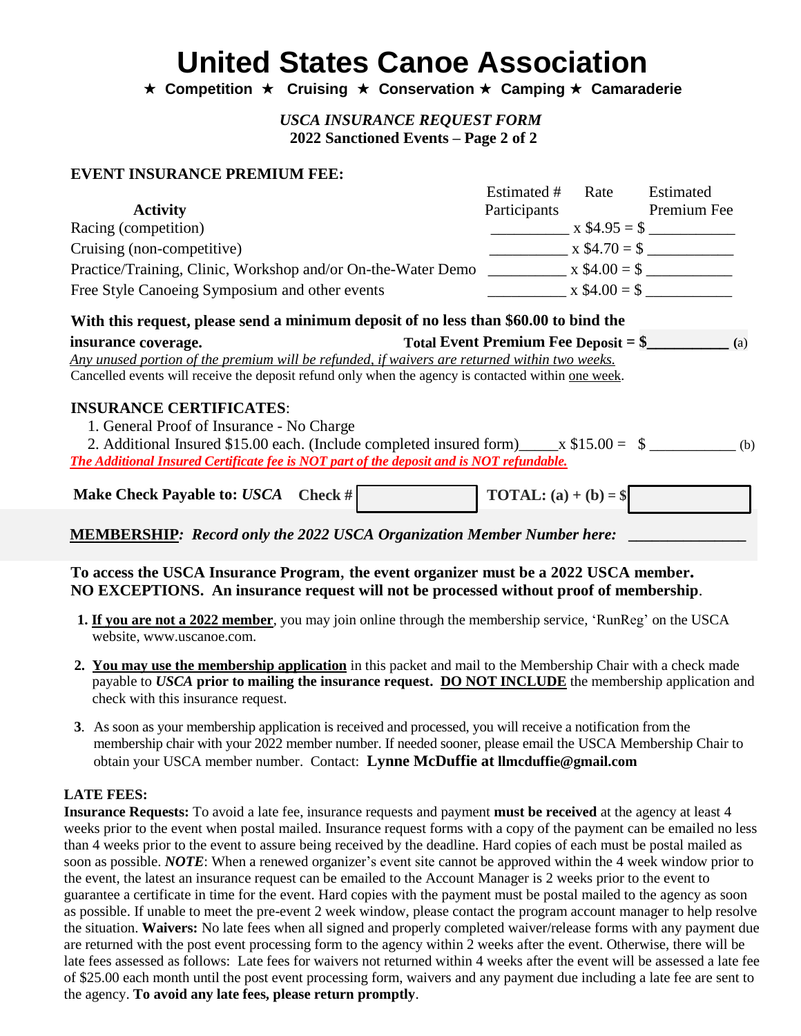# United States Canoe Association

★ **Competition** ★ **Cruising** ★ **Conservation** ★ **Camping** ★ **Camaraderie**

***USCA INSURANCE REQUEST FORM***

**2022 Sanctioned Events – Page 2 of 2**

## EVENT INSURANCE PREMIUM FEE:

| Activity | Estimated # Participants | Rate | Estimated Premium Fee |
|---|---|---|---|
| Racing (competition) | __________ | x $4.95 = | $ ___________ |
| Cruising (non-competitive) | __________ | x $4.70 = | $ ___________ |
| Practice/Training, Clinic, Workshop and/or On-the-Water Demo | __________ | x $4.00 = | $ ___________ |
| Free Style Canoeing Symposium and other events | __________ | x $4.00 = | $ ___________ |

**With this request, please send a minimum deposit of no less than $60.00 to bind the insurance coverage.** **Total Event Premium Fee Deposit = $__________ (a)**

*Any unused portion of the premium will be refunded, if waivers are returned within two weeks.*

Cancelled events will receive the deposit refund only when the agency is contacted within one week.

**INSURANCE CERTIFICATES**:

1. General Proof of Insurance - No Charge
2. Additional Insured $15.00 each. (Include completed insured form)_____x $15.00 = $ ___________ (b)

***The Additional Insured Certificate fee is NOT part of the deposit and is NOT refundable.***

**Make Check Payable to: *USCA*** **Check #** [ ] **TOTAL: (a) + (b) = $** [ ]

**MEMBERSHIP***: Record only the 2022 USCA Organization Member Number here:* _______________

**To access the USCA Insurance Program, the event organizer must be a 2022 USCA member. NO EXCEPTIONS. An insurance request will not be processed without proof of membership**.

1. **If you are not a 2022 member**, you may join online through the membership service, 'RunReg' on the USCA website, www.uscanoe.com.
2. **You may use the membership application** in this packet and mail to the Membership Chair with a check made payable to ***USCA*** **prior to mailing the insurance request. DO NOT INCLUDE** the membership application and check with this insurance request.
3. As soon as your membership application is received and processed, you will receive a notification from the membership chair with your 2022 member number. If needed sooner, please email the USCA Membership Chair to obtain your USCA member number. Contact: **Lynne McDuffie at llmcduffie@gmail.com**

**LATE FEES:**

**Insurance Requests:** To avoid a late fee, insurance requests and payment **must be received** at the agency at least 4 weeks prior to the event when postal mailed. Insurance request forms with a copy of the payment can be emailed no less than 4 weeks prior to the event to assure being received by the deadline. Hard copies of each must be postal mailed as soon as possible. ***NOTE***: When a renewed organizer's event site cannot be approved within the 4 week window prior to the event, the latest an insurance request can be emailed to the Account Manager is 2 weeks prior to the event to guarantee a certificate in time for the event. Hard copies with the payment must be postal mailed to the agency as soon as possible. If unable to meet the pre-event 2 week window, please contact the program account manager to help resolve the situation. **Waivers:** No late fees when all signed and properly completed waiver/release forms with any payment due are returned with the post event processing form to the agency within 2 weeks after the event. Otherwise, there will be late fees assessed as follows: Late fees for waivers not returned within 4 weeks after the event will be assessed a late fee of $25.00 each month until the post event processing form, waivers and any payment due including a late fee are sent to the agency. **To avoid any late fees, please return promptly**.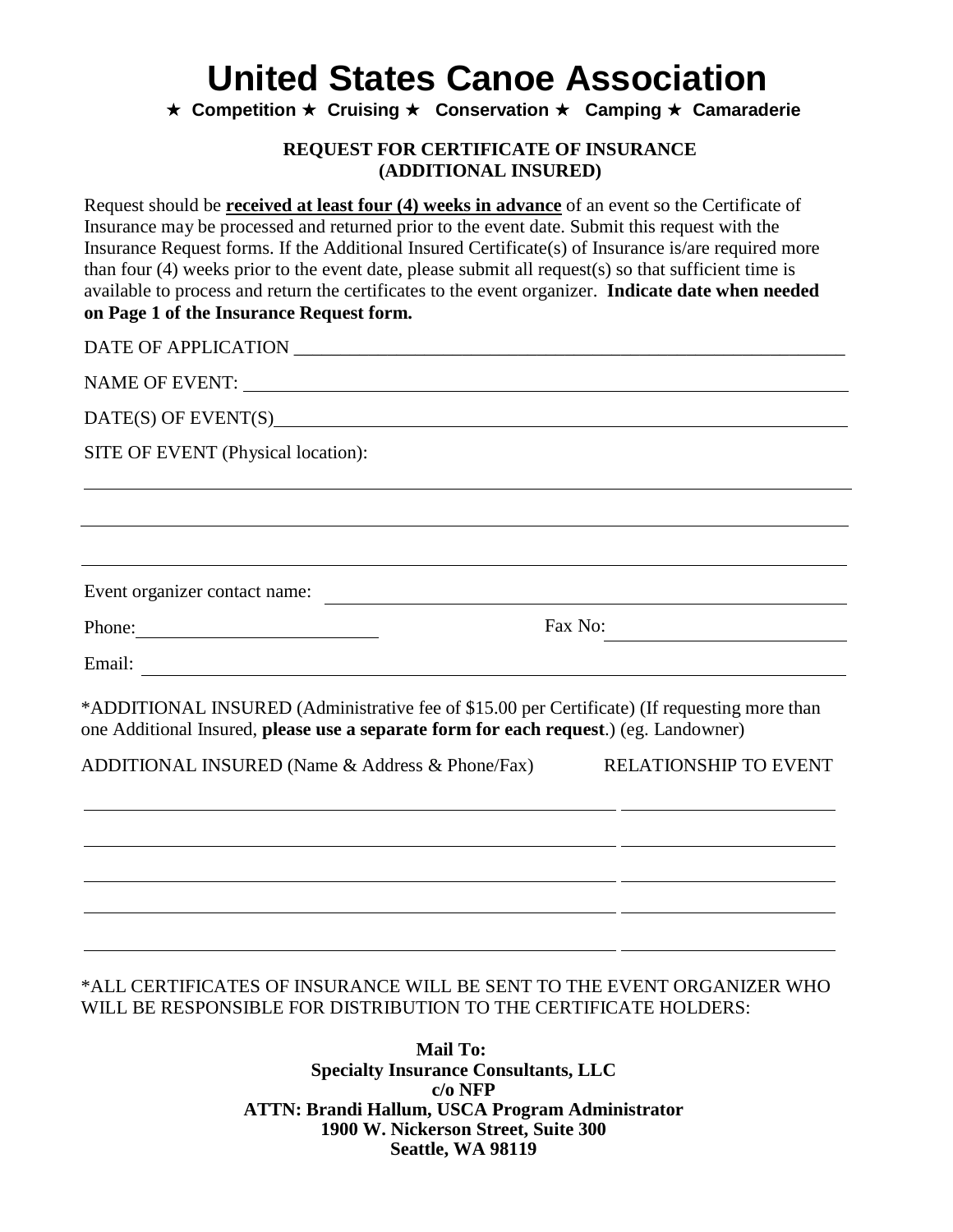# United States Canoe Association

★ **Competition** ★ **Cruising** ★ **Conservation** ★ **Camping** ★ **Camaraderie**

**REQUEST FOR CERTIFICATE OF INSURANCE**
**(ADDITIONAL INSURED)**

Request should be **<u>received at least four (4) weeks in advance</u>** of an event so the Certificate of Insurance may be processed and returned prior to the event date. Submit this request with the Insurance Request forms. If the Additional Insured Certificate(s) of Insurance is/are required more than four (4) weeks prior to the event date, please submit all request(s) so that sufficient time is available to process and return the certificates to the event organizer. **Indicate date when needed on Page 1 of the Insurance Request form.**

DATE OF APPLICATION ______________________________________________

NAME OF EVENT: ______________________________________________

DATE(S) OF EVENT(S)______________________________________________

SITE OF EVENT (Physical location):

______________________________________________

______________________________________________

______________________________________________

Event organizer contact name: ______________________________________________

Phone: ______________________ Fax No: ______________________

Email: ______________________________________________

*ADDITIONAL INSURED (Administrative fee of $15.00 per Certificate) (If requesting more than one Additional Insured, **please use a separate form for each request**.) (eg. Landowner)

| ADDITIONAL INSURED (Name & Address & Phone/Fax) | RELATIONSHIP TO EVENT |
|---|---|
| | |
| | |
| | |
| | |
| | |

*ALL CERTIFICATES OF INSURANCE WILL BE SENT TO THE EVENT ORGANIZER WHO WILL BE RESPONSIBLE FOR DISTRIBUTION TO THE CERTIFICATE HOLDERS:

**Mail To:**
**Specialty Insurance Consultants, LLC**
**c/o NFP**
**ATTN: Brandi Hallum, USCA Program Administrator**
**1900 W. Nickerson Street, Suite 300**
**Seattle, WA 98119**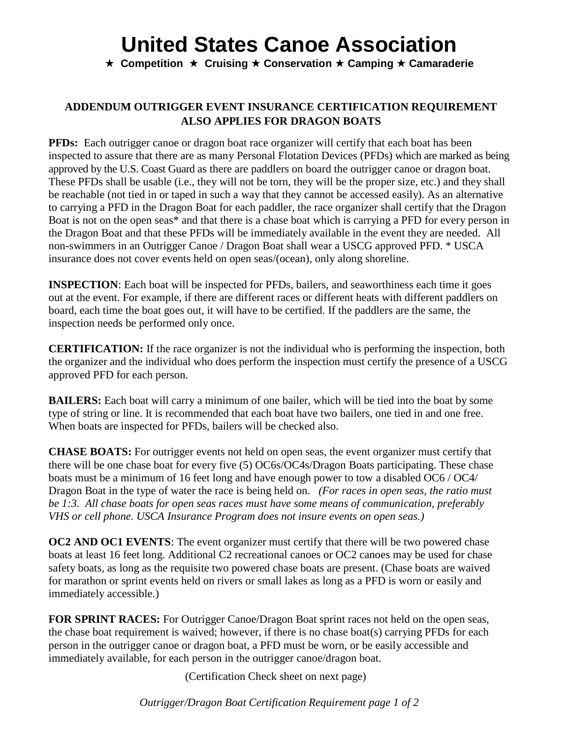# United States Canoe Association

★ **Competition** ★ **Cruising** ★ **Conservation** ★ **Camping** ★ **Camaraderie**

## ADDENDUM OUTRIGGER EVENT INSURANCE CERTIFICATION REQUIREMENT ALSO APPLIES FOR DRAGON BOATS

**PFDs:** Each outrigger canoe or dragon boat race organizer will certify that each boat has been inspected to assure that there are as many Personal Flotation Devices (PFDs) which are marked as being approved by the U.S. Coast Guard as there are paddlers on board the outrigger canoe or dragon boat. These PFDs shall be usable (i.e., they will not be torn, they will be the proper size, etc.) and they shall be reachable (not tied in or taped in such a way that they cannot be accessed easily). As an alternative to carrying a PFD in the Dragon Boat for each paddler, the race organizer shall certify that the Dragon Boat is not on the open seas* and that there is a chase boat which is carrying a PFD for every person in the Dragon Boat and that these PFDs will be immediately available in the event they are needed. All non-swimmers in an Outrigger Canoe / Dragon Boat shall wear a USCG approved PFD. * USCA insurance does not cover events held on open seas/(ocean), only along shoreline.

**INSPECTION**: Each boat will be inspected for PFDs, bailers, and seaworthiness each time it goes out at the event. For example, if there are different races or different heats with different paddlers on board, each time the boat goes out, it will have to be certified. If the paddlers are the same, the inspection needs be performed only once.

**CERTIFICATION:** If the race organizer is not the individual who is performing the inspection, both the organizer and the individual who does perform the inspection must certify the presence of a USCG approved PFD for each person.

**BAILERS:** Each boat will carry a minimum of one bailer, which will be tied into the boat by some type of string or line. It is recommended that each boat have two bailers, one tied in and one free. When boats are inspected for PFDs, bailers will be checked also.

**CHASE BOATS:** For outrigger events not held on open seas, the event organizer must certify that there will be one chase boat for every five (5) OC6s/OC4s/Dragon Boats participating. These chase boats must be a minimum of 16 feet long and have enough power to tow a disabled OC6 / OC4/ Dragon Boat in the type of water the race is being held on. *(For races in open seas, the ratio must be 1:3. All chase boats for open seas races must have some means of communication, preferably VHS or cell phone. USCA Insurance Program does not insure events on open seas.)*

**OC2 AND OC1 EVENTS**: The event organizer must certify that there will be two powered chase boats at least 16 feet long. Additional C2 recreational canoes or OC2 canoes may be used for chase safety boats, as long as the requisite two powered chase boats are present. (Chase boats are waived for marathon or sprint events held on rivers or small lakes as long as a PFD is worn or easily and immediately accessible.)

**FOR SPRINT RACES:** For Outrigger Canoe/Dragon Boat sprint races not held on the open seas, the chase boat requirement is waived; however, if there is no chase boat(s) carrying PFDs for each person in the outrigger canoe or dragon boat, a PFD must be worn, or be easily accessible and immediately available, for each person in the outrigger canoe/dragon boat.

(Certification Check sheet on next page)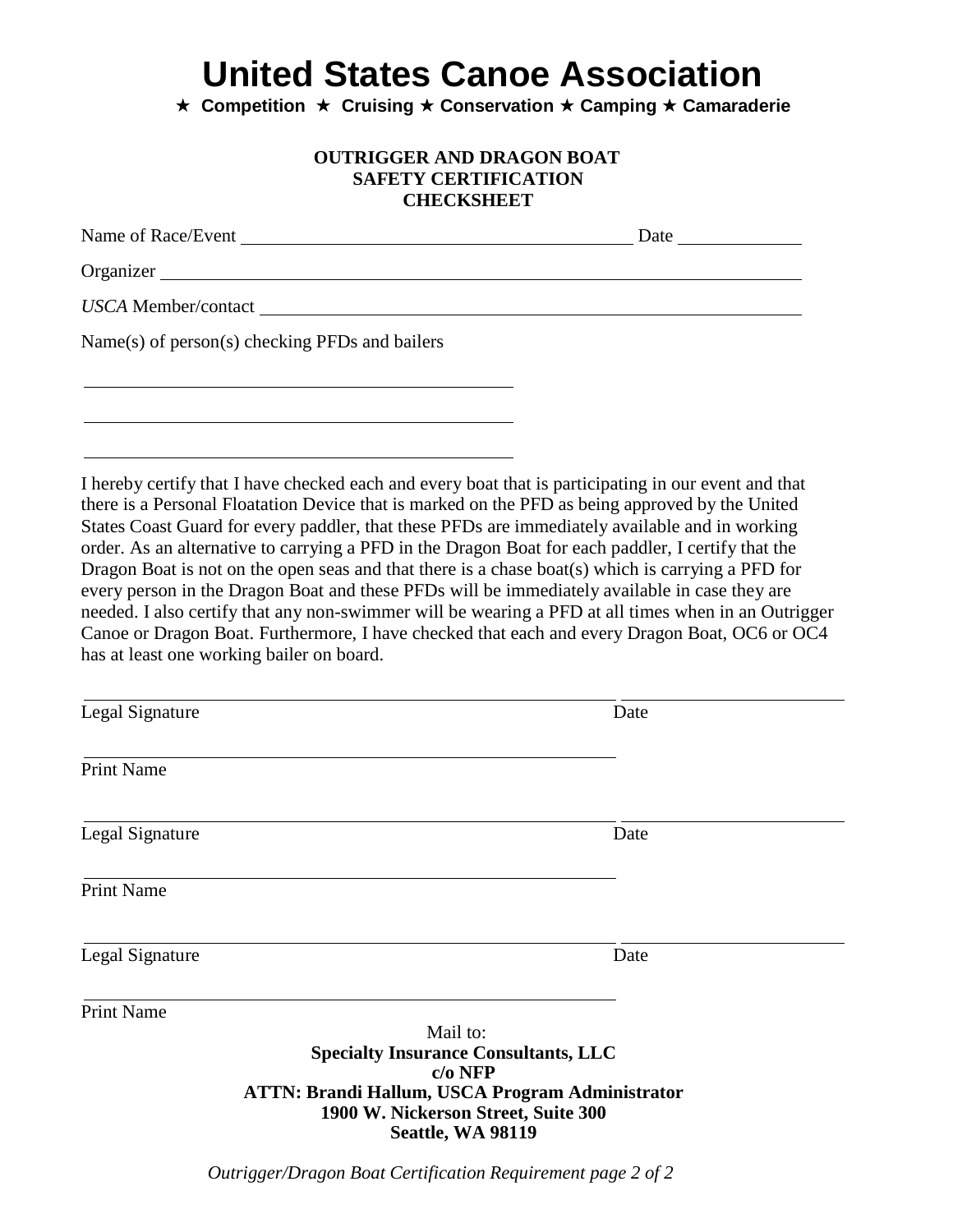# United States Canoe Association

★ **Competition** ★ **Cruising** ★ **Conservation** ★ **Camping** ★ **Camaraderie**

**OUTRIGGER AND DRAGON BOAT**
**SAFETY CERTIFICATION**
**CHECKSHEET**

Name of Race/Event ______________________________________________ Date ______________

Organizer ______________________________________________________________________

*USCA* Member/contact _____________________________________________________________

Name(s) of person(s) checking PFDs and bailers

______________________________________________

______________________________________________

______________________________________________

I hereby certify that I have checked each and every boat that is participating in our event and that there is a Personal Floatation Device that is marked on the PFD as being approved by the United States Coast Guard for every paddler, that these PFDs are immediately available and in working order. As an alternative to carrying a PFD in the Dragon Boat for each paddler, I certify that the Dragon Boat is not on the open seas and that there is a chase boat(s) which is carrying a PFD for every person in the Dragon Boat and these PFDs will be immediately available in case they are needed. I also certify that any non-swimmer will be wearing a PFD at all times when in an Outrigger Canoe or Dragon Boat. Furthermore, I have checked that each and every Dragon Boat, OC6 or OC4 has at least one working bailer on board.

______________________________________________ ______________________
Legal Signature Date

______________________________________________
Print Name

______________________________________________ ______________________
Legal Signature Date

______________________________________________
Print Name

______________________________________________ ______________________
Legal Signature Date

______________________________________________
Print Name

Mail to:
**Specialty Insurance Consultants, LLC**
**c/o NFP**
**ATTN: Brandi Hallum, USCA Program Administrator**
**1900 W. Nickerson Street, Suite 300**
**Seattle, WA 98119**

*Outrigger/Dragon Boat Certification Requirement page 2 of 2*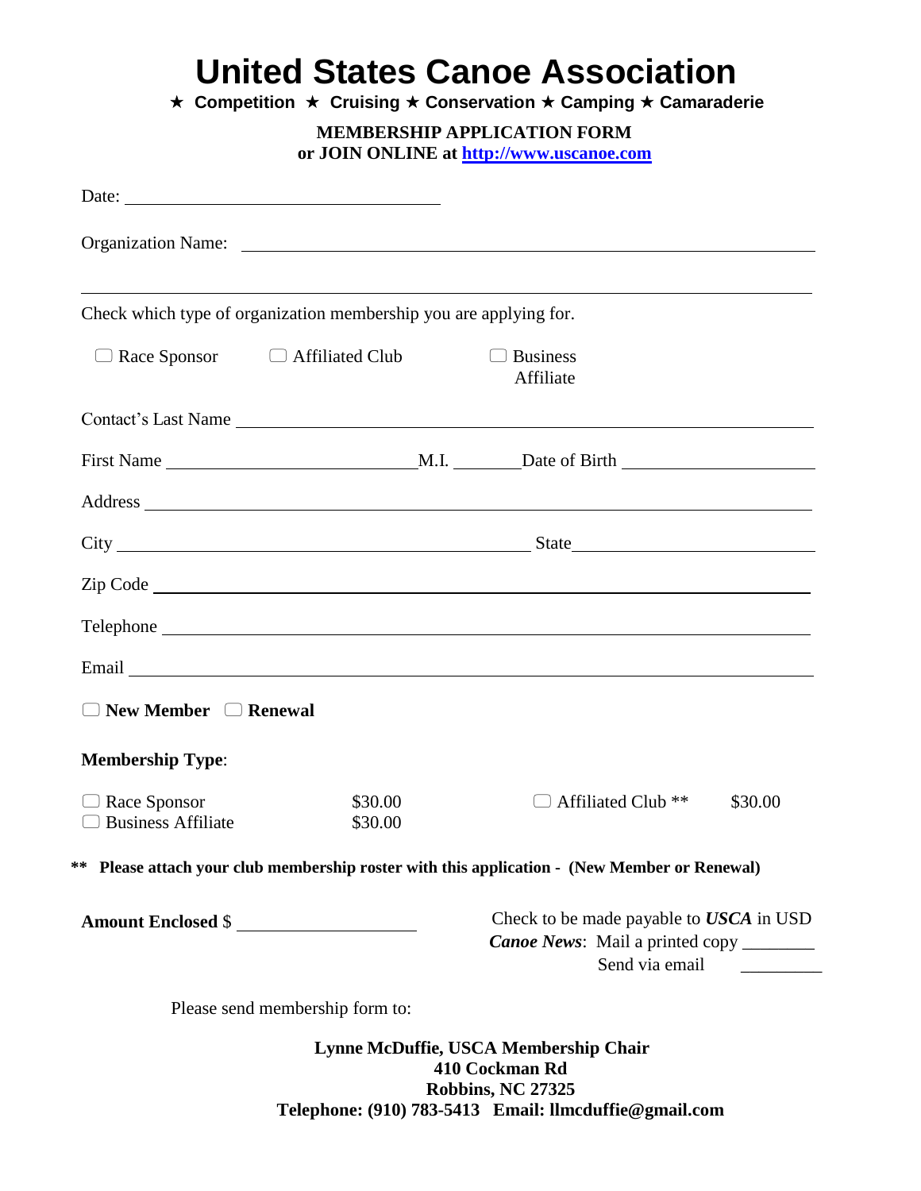# United States Canoe Association

★ **Competition** ★ **Cruising** ★ **Conservation** ★ **Camping** ★ **Camaraderie**

**MEMBERSHIP APPLICATION FORM**
**or JOIN ONLINE at [http://www.uscanoe.com](http://www.uscanoe.com)**

Date: ______________________________

Organization Name: ______________________________________________________

______________________________________________________

Check which type of organization membership you are applying for.

☐ Race Sponsor ☐ Affiliated Club ☐ Business Affiliate

Contact's Last Name ______________________________________________________

First Name ______________________ M.I. ________ Date of Birth ____________________

Address ______________________________________________________

City ______________________________________ State ____________________

Zip Code ______________________________________________________

Telephone ______________________________________________________

Email ______________________________________________________

☐ **New Member** ☐ **Renewal**

**Membership Type**:

| | | | |
|---|---|---|---|
| ☐ Race Sponsor | $30.00 | ☐ Affiliated Club ** | $30.00 |
| ☐ Business Affiliate | $30.00 | | |

**\*\* Please attach your club membership roster with this application - (New Member or Renewal)**

**Amount Enclosed** $ ____________________

Check to be made payable to ***USCA*** in USD
***Canoe News***: Mail a printed copy ________
Send via email ________

Please send membership form to:

**Lynne McDuffie, USCA Membership Chair**
**410 Cockman Rd**
**Robbins, NC 27325**
**Telephone: (910) 783-5413 Email: llmcduffie@gmail.com**